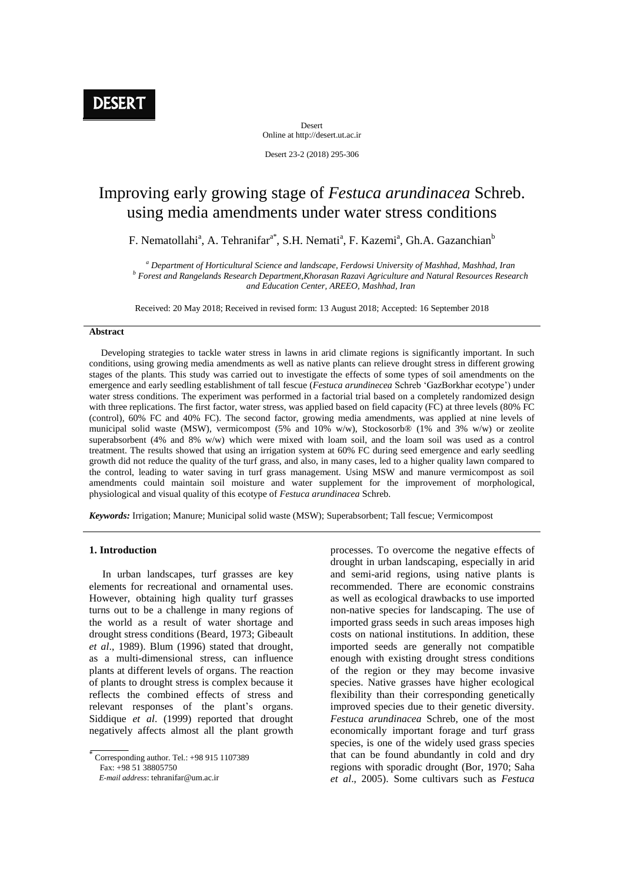# Improving early growing stage of *Festuca arundinacea* Schreb. using media amendments under water stress conditions

F. Nematollahi[a], A. Tehranifar[a*], S.H. Nemati[a], F. Kazemi[a], Gh.A. Gazanchian[b]

[a] *Department of Horticultural Science and landscape, Ferdowsi University of Mashhad, Mashhad, Iran*
[b] *Forest and Rangelands Research Department, Khorasan Razavi Agriculture and Natural Resources Research and Education Center, AREEO, Mashhad, Iran*

Received: 20 May 2018; Received in revised form: 13 August 2018; Accepted: 16 September 2018

## Abstract

Developing strategies to tackle water stress in lawns in arid climate regions is significantly important. In such conditions, using growing media amendments as well as native plants can relieve drought stress in different growing stages of the plants. This study was carried out to investigate the effects of some types of soil amendments on the emergence and early seedling establishment of tall fescue (*Festuca arundinecea* Schreb 'GazBorkhar ecotype') under water stress conditions. The experiment was performed in a factorial trial based on a completely randomized design with three replications. The first factor, water stress, was applied based on field capacity (FC) at three levels (80% FC (control), 60% FC and 40% FC). The second factor, growing media amendments, was applied at nine levels of municipal solid waste (MSW), vermicompost (5% and 10% w/w), Stockosorb® (1% and 3% w/w) or zeolite superabsorbent (4% and 8% w/w) which were mixed with loam soil, and the loam soil was used as a control treatment. The results showed that using an irrigation system at 60% FC during seed emergence and early seedling growth did not reduce the quality of the turf grass, and also, in many cases, led to a higher quality lawn compared to the control, leading to water saving in turf grass management. Using MSW and manure vermicompost as soil amendments could maintain soil moisture and water supplement for the improvement of morphological, physiological and visual quality of this ecotype of *Festuca arundinacea* Schreb.

***Keywords:*** Irrigation; Manure; Municipal solid waste (MSW); Superabsorbent; Tall fescue; Vermicompost

## 1. Introduction

In urban landscapes, turf grasses are key elements for recreational and ornamental uses. However, obtaining high quality turf grasses turns out to be a challenge in many regions of the world as a result of water shortage and drought stress conditions (Beard, 1973; Gibeault *et al*., 1989). Blum (1996) stated that drought, as a multi-dimensional stress, can influence plants at different levels of organs. The reaction of plants to drought stress is complex because it reflects the combined effects of stress and relevant responses of the plant's organs. Siddique *et al*. (1999) reported that drought negatively affects almost all the plant growth processes. To overcome the negative effects of drought in urban landscaping, especially in arid and semi-arid regions, using native plants is recommended. There are economic constrains as well as ecological drawbacks to use imported non-native species for landscaping. The use of imported grass seeds in such areas imposes high costs on national institutions. In addition, these imported seeds are generally not compatible enough with existing drought stress conditions of the region or they may become invasive species. Native grasses have higher ecological flexibility than their corresponding genetically improved species due to their genetic diversity. *Festuca arundinacea* Schreb, one of the most economically important forage and turf grass species, is one of the widely used grass species that can be found abundantly in cold and dry regions with sporadic drought (Bor, 1970; Saha *et al*., 2005). Some cultivars such as *Festuca*

---

* Corresponding author. Tel.: +98 915 1107389
Fax: +98 51 38805750
*E-mail address*: tehranifar@um.ac.ir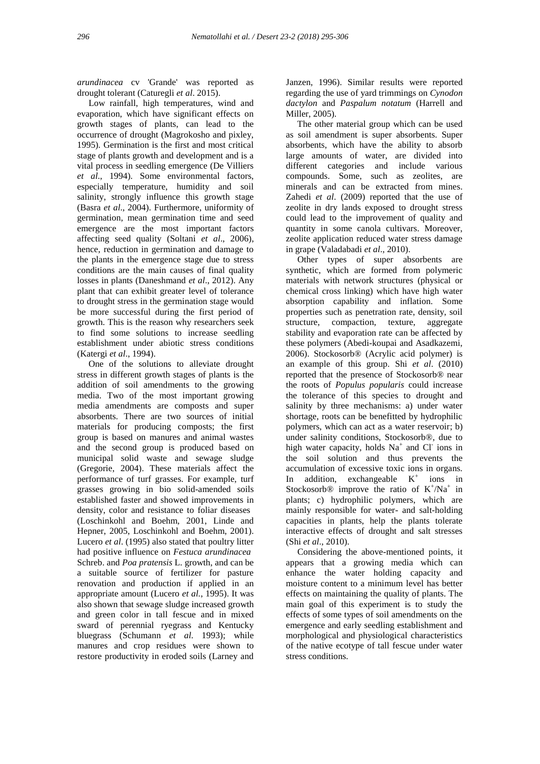*arundinacea* cv 'Grande' was reported as drought tolerant (Caturegli *et al*. 2015).

Low rainfall, high temperatures, wind and evaporation, which have significant effects on growth stages of plants, can lead to the occurrence of drought (Magrokosho and pixley, 1995). Germination is the first and most critical stage of plants growth and development and is a vital process in seedling emergence (De Villiers *et al*., 1994). Some environmental factors, especially temperature, humidity and soil salinity, strongly influence this growth stage (Basra *et al*., 2004). Furthermore, uniformity of germination, mean germination time and seed emergence are the most important factors affecting seed quality (Soltani *et al*., 2006), hence, reduction in germination and damage to the plants in the emergence stage due to stress conditions are the main causes of final quality losses in plants (Daneshmand *et al*., 2012). Any plant that can exhibit greater level of tolerance to drought stress in the germination stage would be more successful during the first period of growth. This is the reason why researchers seek to find some solutions to increase seedling establishment under abiotic stress conditions (Katergi *et al*., 1994).

One of the solutions to alleviate drought stress in different growth stages of plants is the addition of soil amendments to the growing media. Two of the most important growing media amendments are composts and super absorbents. There are two sources of initial materials for producing composts; the first group is based on manures and animal wastes and the second group is produced based on municipal solid waste and sewage sludge (Gregorie, 2004). These materials affect the performance of turf grasses. For example, turf grasses growing in bio solid-amended soils established faster and showed improvements in density, color and resistance to foliar diseases (Loschinkohl and Boehm, 2001, Linde and Hepner, 2005, Loschinkohl and Boehm, 2001). Lucero *et al*. (1995) also stated that poultry litter had positive influence on *Festuca arundinacea* Schreb. and *Poa pratensis* L. growth, and can be a suitable source of fertilizer for pasture renovation and production if applied in an appropriate amount (Lucero *et al.*, 1995). It was also shown that sewage sludge increased growth and green color in tall fescue and in mixed sward of perennial ryegrass and Kentucky bluegrass (Schumann *et al*. 1993); while manures and crop residues were shown to restore productivity in eroded soils (Larney and Janzen, 1996). Similar results were reported regarding the use of yard trimmings on *Cynodon dactylon* and *Paspalum notatum* (Harrell and Miller, 2005).

The other material group which can be used as soil amendment is super absorbents. Super absorbents, which have the ability to absorb large amounts of water, are divided into different categories and include various compounds. Some, such as zeolites, are minerals and can be extracted from mines. Zahedi *et al*. (2009) reported that the use of zeolite in dry lands exposed to drought stress could lead to the improvement of quality and quantity in some canola cultivars. Moreover, zeolite application reduced water stress damage in grape (Valadabadi *et al*., 2010).

Other types of super absorbents are synthetic, which are formed from polymeric materials with network structures (physical or chemical cross linking) which have high water absorption capability and inflation. Some properties such as penetration rate, density, soil structure, compaction, texture, aggregate stability and evaporation rate can be affected by these polymers (Abedi-koupai and Asadkazemi, 2006). Stockosorb® (Acrylic acid polymer) is an example of this group. Shi *et al*. (2010) reported that the presence of Stockosorb® near the roots of *Populus popularis* could increase the tolerance of this species to drought and salinity by three mechanisms: a) under water shortage, roots can be benefitted by hydrophilic polymers, which can act as a water reservoir; b) under salinity conditions, Stockosorb®, due to high water capacity, holds $Na^+$ and $Cl^-$ ions in the soil solution and thus prevents the accumulation of excessive toxic ions in organs. In addition, exchangeable $K^+$ ions in Stockosorb® improve the ratio of $K^+/Na^+$ in plants; c) hydrophilic polymers, which are mainly responsible for water- and salt-holding capacities in plants, help the plants tolerate interactive effects of drought and salt stresses (Shi *et al*., 2010).

Considering the above-mentioned points, it appears that a growing media which can enhance the water holding capacity and moisture content to a minimum level has better effects on maintaining the quality of plants. The main goal of this experiment is to study the effects of some types of soil amendments on the emergence and early seedling establishment and morphological and physiological characteristics of the native ecotype of tall fescue under water stress conditions.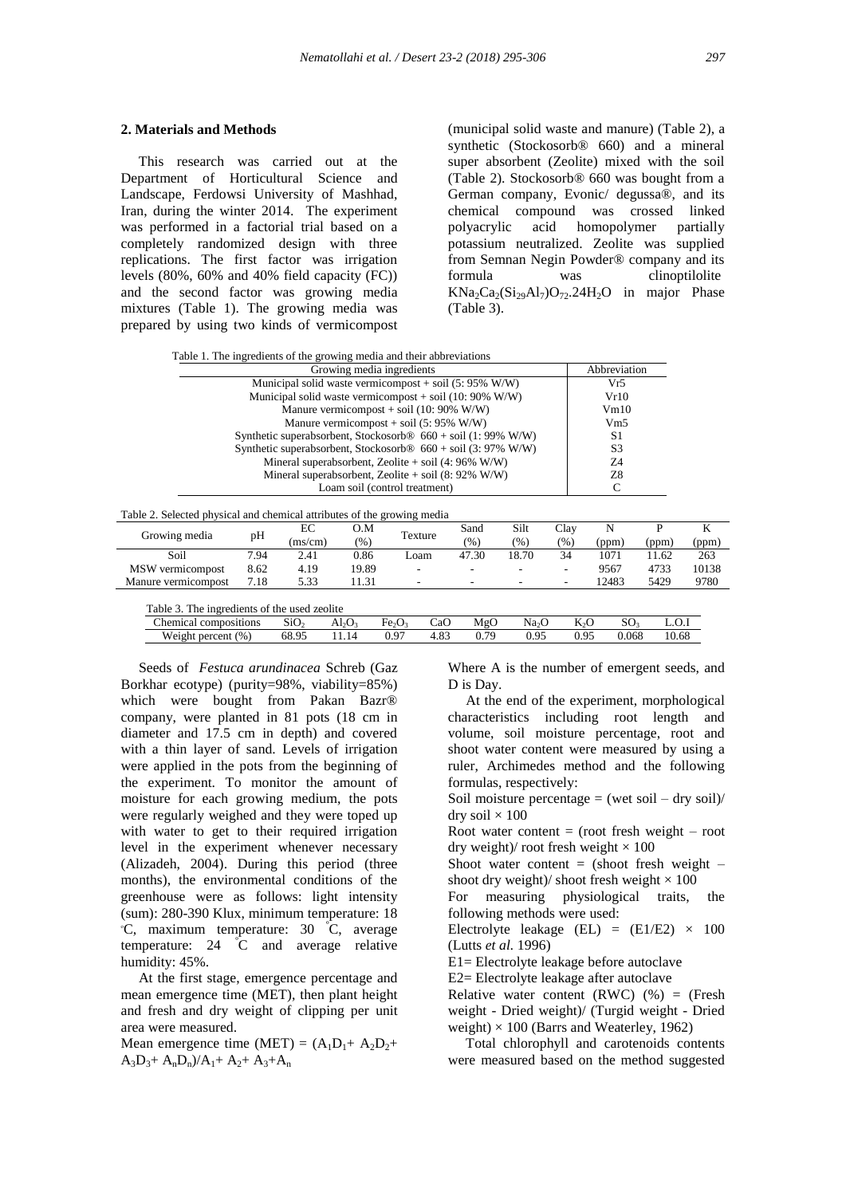## 2. Materials and Methods

This research was carried out at the Department of Horticultural Science and Landscape, Ferdowsi University of Mashhad, Iran, during the winter 2014. The experiment was performed in a factorial trial based on a completely randomized design with three replications. The first factor was irrigation levels (80%, 60% and 40% field capacity (FC)) and the second factor was growing media mixtures (Table 1). The growing media was prepared by using two kinds of vermicompost (municipal solid waste and manure) (Table 2), a synthetic (Stockosorb® 660) and a mineral super absorbent (Zeolite) mixed with the soil (Table 2). Stockosorb® 660 was bought from a German company, Evonic/ degussa®, and its chemical compound was crossed linked polyacrylic acid homopolymer partially potassium neutralized. Zeolite was supplied from Semnan Negin Powder® company and its formula was clinoptilolite $KNa_2Ca_2(Si_{29}Al_7)O_{72}.24H_2O$ in major Phase (Table 3).

Table 1. The ingredients of the growing media and their abbreviations

| Growing media ingredients | Abbreviation |
|---|---|
| Municipal solid waste vermicompost + soil (5: 95% W/W) | Vr5 |
| Municipal solid waste vermicompost + soil (10: 90% W/W) | Vr10 |
| Manure vermicompost + soil (10: 90% W/W) | Vm10 |
| Manure vermicompost + soil (5: 95% W/W) | Vm5 |
| Synthetic superabsorbent, Stockosorb® 660 + soil (1: 99% W/W) | S1 |
| Synthetic superabsorbent, Stockosorb® 660 + soil (3: 97% W/W) | S3 |
| Mineral superabsorbent, Zeolite + soil (4: 96% W/W) | Z4 |
| Mineral superabsorbent, Zeolite + soil (8: 92% W/W) | Z8 |
| Loam soil (control treatment) | C |

Table 2. Selected physical and chemical attributes of the growing media

| Growing media | pH | EC (ms/cm) | O.M (%) | Texture | Sand (%) | Silt (%) | Clay (%) | N (ppm) | P (ppm) | K (ppm) |
|---|---|---|---|---|---|---|---|---|---|---|
| Soil | 7.94 | 2.41 | 0.86 | Loam | 47.30 | 18.70 | 34 | 1071 | 11.62 | 263 |
| MSW vermicompost | 8.62 | 4.19 | 19.89 | - | - | - | - | 9567 | 4733 | 10138 |
| Manure vermicompost | 7.18 | 5.33 | 11.31 | - | - | - | - | 12483 | 5429 | 9780 |

Table 3. The ingredients of the used zeolite

| Chemical compositions | $SiO_2$ | $Al_2O_3$ | $Fe_2O_3$ | CaO | MgO | $Na_2O$ | $K_2O$ | $SO_3$ | L.O.I |
|---|---|---|---|---|---|---|---|---|---|
| Weight percent (%) | 68.95 | 11.14 | 0.97 | 4.83 | 0.79 | 0.95 | 0.95 | 0.068 | 10.68 |

Seeds of *Festuca arundinacea* Schreb (Gaz Borkhar ecotype) (purity=98%, viability=85%) which were bought from Pakan Bazr® company, were planted in 81 pots (18 cm in diameter and 17.5 cm in depth) and covered with a thin layer of sand. Levels of irrigation were applied in the pots from the beginning of the experiment. To monitor the amount of moisture for each growing medium, the pots were regularly weighed and they were toped up with water to get to their required irrigation level in the experiment whenever necessary (Alizadeh, 2004). During this period (three months), the environmental conditions of the greenhouse were as follows: light intensity (sum): 280-390 Klux, minimum temperature: 18 °C, maximum temperature: 30 °C, average temperature: 24 °C and average relative humidity: 45%.

At the first stage, emergence percentage and mean emergence time (MET), then plant height and fresh and dry weight of clipping per unit area were measured.

Mean emergence time (MET) = $(A_1D_1 + A_2D_2 + A_3D_3 + A_nD_n)/A_1 + A_2 + A_3 + A_n$

Where A is the number of emergent seeds, and D is Day.

At the end of the experiment, morphological characteristics including root length and volume, soil moisture percentage, root and shoot water content were measured by using a ruler, Archimedes method and the following formulas, respectively:

Soil moisture percentage = (wet soil – dry soil)/ dry soil × 100

Root water content = (root fresh weight – root dry weight)/ root fresh weight × 100

Shoot water content = (shoot fresh weight – shoot dry weight)/ shoot fresh weight × 100

For measuring physiological traits, the following methods were used:

Electrolyte leakage (EL) = (E1/E2) × 100 (Lutts *et al.* 1996)

E1= Electrolyte leakage before autoclave

E2= Electrolyte leakage after autoclave

Relative water content (RWC) (%) = (Fresh weight - Dried weight)/ (Turgid weight - Dried weight) × 100 (Barrs and Weaterley, 1962)

Total chlorophyll and carotenoids contents were measured based on the method suggested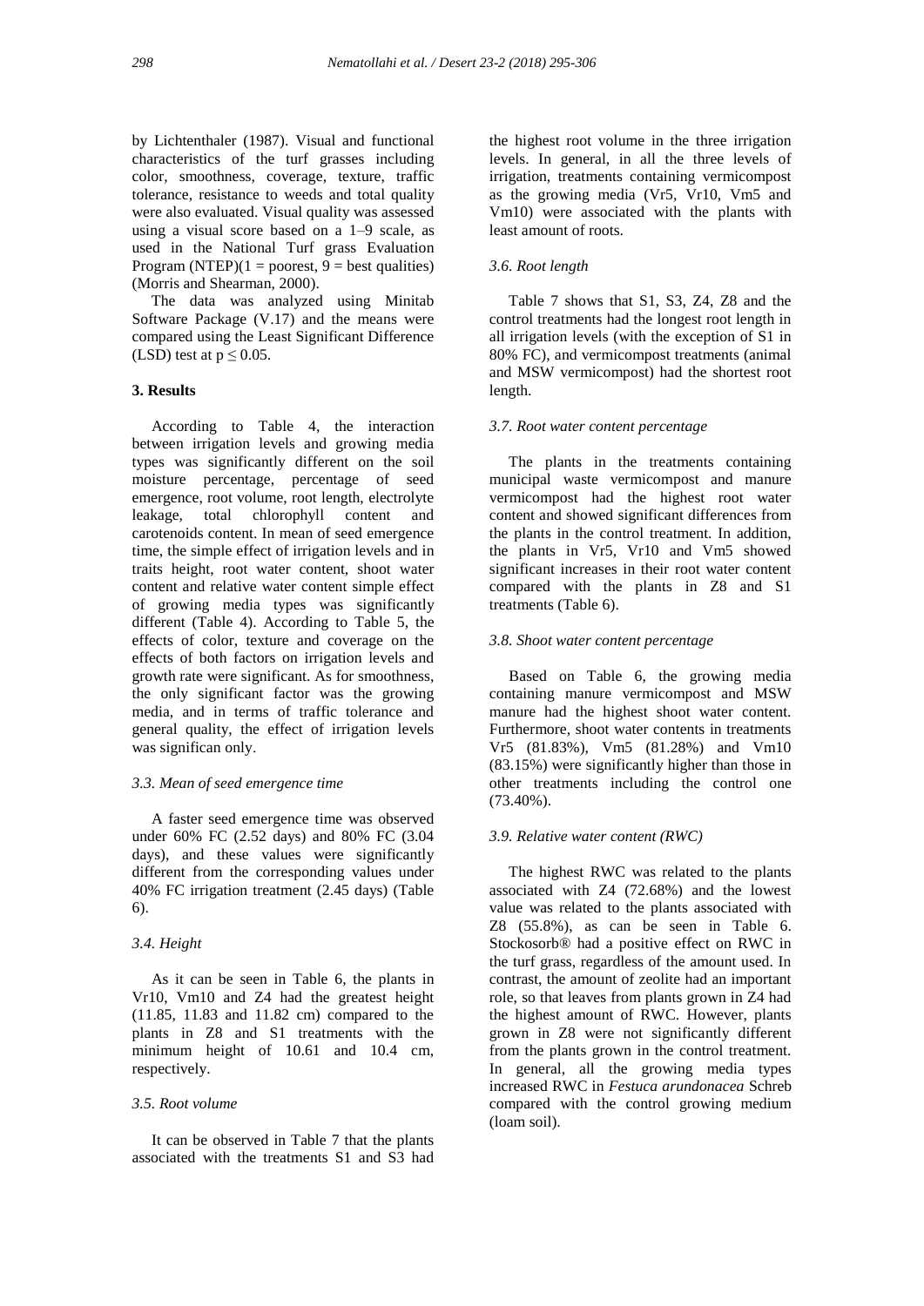by Lichtenthaler (1987). Visual and functional characteristics of the turf grasses including color, smoothness, coverage, texture, traffic tolerance, resistance to weeds and total quality were also evaluated. Visual quality was assessed using a visual score based on a 1–9 scale, as used in the National Turf grass Evaluation Program (NTEP)(1 = poorest, 9 = best qualities) (Morris and Shearman, 2000).

The data was analyzed using Minitab Software Package (V.17) and the means were compared using the Least Significant Difference (LSD) test at $p \leq 0.05$.

## 3. Results

According to Table 4, the interaction between irrigation levels and growing media types was significantly different on the soil moisture percentage, percentage of seed emergence, root volume, root length, electrolyte leakage, total chlorophyll content and carotenoids content. In mean of seed emergence time, the simple effect of irrigation levels and in traits height, root water content, shoot water content and relative water content simple effect of growing media types was significantly different (Table 4). According to Table 5, the effects of color, texture and coverage on the effects of both factors on irrigation levels and growth rate were significant. As for smoothness, the only significant factor was the growing media, and in terms of traffic tolerance and general quality, the effect of irrigation levels was significan only.

### 3.3. Mean of seed emergence time

A faster seed emergence time was observed under 60% FC (2.52 days) and 80% FC (3.04 days), and these values were significantly different from the corresponding values under 40% FC irrigation treatment (2.45 days) (Table 6).

### 3.4. Height

As it can be seen in Table 6, the plants in Vr10, Vm10 and Z4 had the greatest height (11.85, 11.83 and 11.82 cm) compared to the plants in Z8 and S1 treatments with the minimum height of 10.61 and 10.4 cm, respectively.

### 3.5. Root volume

It can be observed in Table 7 that the plants associated with the treatments S1 and S3 had the highest root volume in the three irrigation levels. In general, in all the three levels of irrigation, treatments containing vermicompost as the growing media (Vr5, Vr10, Vm5 and Vm10) were associated with the plants with least amount of roots.

### 3.6. Root length

Table 7 shows that S1, S3, Z4, Z8 and the control treatments had the longest root length in all irrigation levels (with the exception of S1 in 80% FC), and vermicompost treatments (animal and MSW vermicompost) had the shortest root length.

### 3.7. Root water content percentage

The plants in the treatments containing municipal waste vermicompost and manure vermicompost had the highest root water content and showed significant differences from the plants in the control treatment. In addition, the plants in Vr5, Vr10 and Vm5 showed significant increases in their root water content compared with the plants in Z8 and S1 treatments (Table 6).

### 3.8. Shoot water content percentage

Based on Table 6, the growing media containing manure vermicompost and MSW manure had the highest shoot water content. Furthermore, shoot water contents in treatments Vr5 (81.83%), Vm5 (81.28%) and Vm10 (83.15%) were significantly higher than those in other treatments including the control one (73.40%).

### 3.9. Relative water content (RWC)

The highest RWC was related to the plants associated with Z4 (72.68%) and the lowest value was related to the plants associated with Z8 (55.8%), as can be seen in Table 6. Stockosorb® had a positive effect on RWC in the turf grass, regardless of the amount used. In contrast, the amount of zeolite had an important role, so that leaves from plants grown in Z4 had the highest amount of RWC. However, plants grown in Z8 were not significantly different from the plants grown in the control treatment. In general, all the growing media types increased RWC in *Festuca arundonacea* Schreb compared with the control growing medium (loam soil).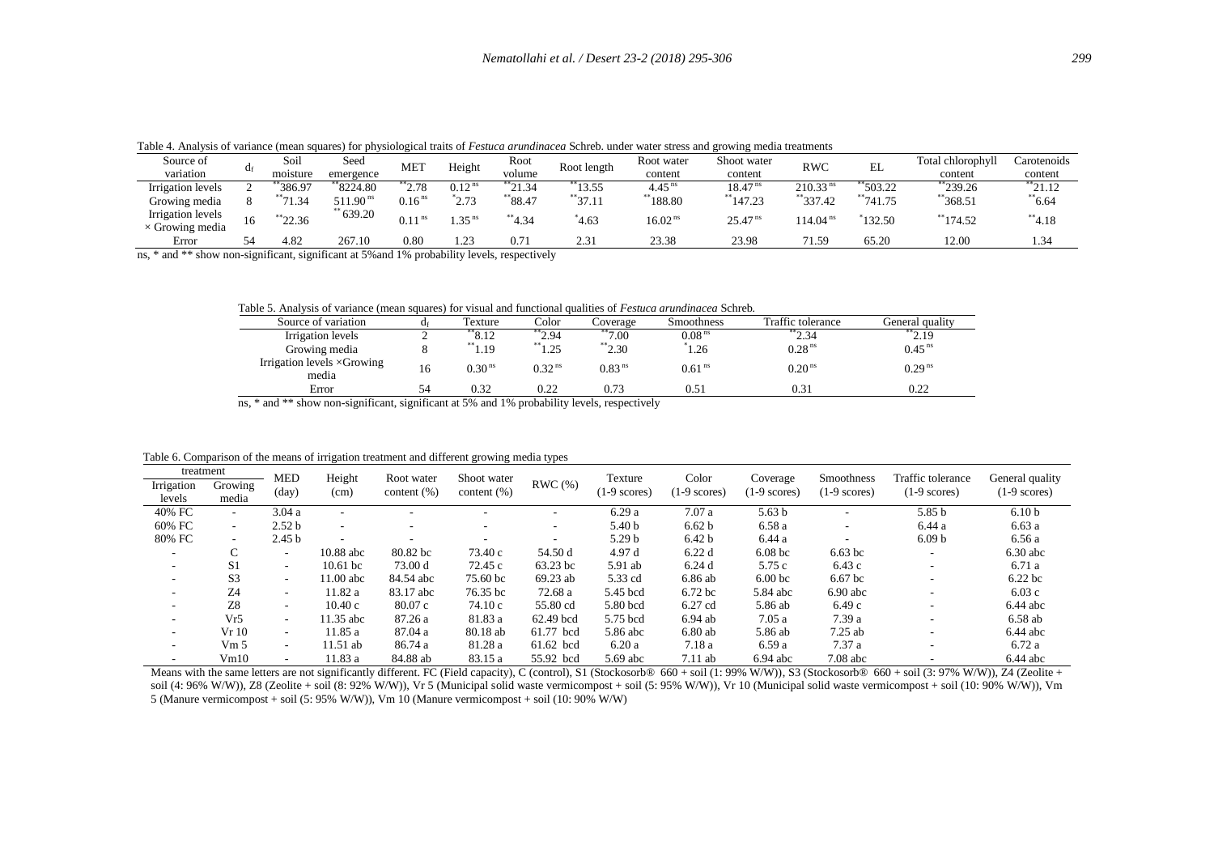Table 4. Analysis of variance (mean squares) for physiological traits of *Festuca arundinacea* Schreb. under water stress and growing media treatments

| Source of variation | $d_f$ | Soil moisture | Seed emergence | MET | Height | Root volume | Root length | Root water content | Shoot water content | RWC | EL | Total chlorophyll content | Carotenoids content |
|---|---|---|---|---|---|---|---|---|---|---|---|---|---|
| Irrigation levels | 2 | $^{**}$386.97 | $^{**}$8224.80 | $^{**}$2.78 | $0.12^{ns}$ | $^{**}$21.34 | $^{**}$13.55 | $4.45^{ns}$ | $18.47^{ns}$ | $210.33^{ns}$ | $^{**}$503.22 | $^{**}$239.26 | $^{**}$21.12 |
| Growing media | 8 | $^{**}$71.34 | $511.90^{ns}$ | $0.16^{ns}$ | $^{*}$2.73 | $^{**}$88.47 | $^{**}$37.11 | $^{**}$188.80 | $^{**}$147.23 | $^{**}$337.42 | $^{**}$741.75 | $^{**}$368.51 | $^{**}$6.64 |
| Irrigation levels × Growing media | 16 | $^{**}$22.36 | $^{**}$639.20 | $0.11^{ns}$ | $1.35^{ns}$ | $^{**}$4.34 | $^{*}$4.63 | $16.02^{ns}$ | $25.47^{ns}$ | $114.04^{ns}$ | $^{*}$132.50 | $^{**}$174.52 | $^{**}$4.18 |
| Error | 54 | 4.82 | 267.10 | 0.80 | 1.23 | 0.71 | 2.31 | 23.38 | 23.98 | 71.59 | 65.20 | 12.00 | 1.34 |

ns, * and ** show non-significant, significant at 5%and 1% probability levels, respectively

Table 5. Analysis of variance (mean squares) for visual and functional qualities of *Festuca arundinacea* Schreb.

| Source of variation | $d_f$ | Texture | Color | Coverage | Smoothness | Traffic tolerance | General quality |
|---|---|---|---|---|---|---|---|
| Irrigation levels | 2 | $^{**}$8.12 | $^{**}$2.94 | $^{**}$7.00 | $0.08^{ns}$ | $^{**}$2.34 | $^{**}$2.19 |
| Growing media | 8 | $^{**}$1.19 | $^{**}$1.25 | $^{**}$2.30 | $^{*}$1.26 | $0.28^{ns}$ | $0.45^{ns}$ |
| Irrigation levels ×Growing media | 16 | $0.30^{ns}$ | $0.32^{ns}$ | $0.83^{ns}$ | $0.61^{ns}$ | $0.20^{ns}$ | $0.29^{ns}$ |
| Error | 54 | 0.32 | 0.22 | 0.73 | 0.51 | 0.31 | 0.22 |

ns, * and ** show non-significant, significant at 5% and 1% probability levels, respectively

Table 6. Comparison of the means of irrigation treatment and different growing media types

| treatment | | MED (day) | Height (cm) | Root water content (%) | Shoot water content (%) | RWC (%) | Texture (1-9 scores) | Color (1-9 scores) | Coverage (1-9 scores) | Smoothness (1-9 scores) | Traffic tolerance (1-9 scores) | General quality (1-9 scores) |
|---|---|---|---|---|---|---|---|---|---|---|---|---|
| Irrigation levels | Growing media | | | | | | | | | | | |
| 40% FC | - | 3.04 a | - | - | - | - | 6.29 a | 7.07 a | 5.63 b | - | 5.85 b | 6.10 b |
| 60% FC | - | 2.52 b | - | - | - | - | 5.40 b | 6.62 b | 6.58 a | - | 6.44 a | 6.63 a |
| 80% FC | - | 2.45 b | - | - | - | - | 5.29 b | 6.42 b | 6.44 a | - | 6.09 b | 6.56 a |
| - | C | - | 10.88 abc | 80.82 bc | 73.40 c | 54.50 d | 4.97 d | 6.22 d | 6.08 bc | 6.63 bc | - | 6.30 abc |
| - | S1 | - | 10.61 bc | 73.00 d | 72.45 c | 63.23 bc | 5.91 ab | 6.24 d | 5.75 c | 6.43 c | - | 6.71 a |
| - | S3 | - | 11.00 abc | 84.54 abc | 75.60 bc | 69.23 ab | 5.33 cd | 6.86 ab | 6.00 bc | 6.67 bc | - | 6.22 bc |
| - | Z4 | - | 11.82 a | 83.17 abc | 76.35 bc | 72.68 a | 5.45 bcd | 6.72 bc | 5.84 abc | 6.90 abc | - | 6.03 c |
| - | Z8 | - | 10.40 c | 80.07 c | 74.10 c | 55.80 cd | 5.80 bcd | 6.27 cd | 5.86 ab | 6.49 c | - | 6.44 abc |
| - | Vr5 | - | 11.35 abc | 87.26 a | 81.83 a | 62.49 bcd | 5.75 bcd | 6.94 ab | 7.05 a | 7.39 a | - | 6.58 ab |
| - | Vr 10 | - | 11.85 a | 87.04 a | 80.18 ab | 61.77 bcd | 5.86 abc | 6.80 ab | 5.86 ab | 7.25 ab | - | 6.44 abc |
| - | Vm 5 | - | 11.51 ab | 86.74 a | 81.28 a | 61.62 bcd | 6.20 a | 7.18 a | 6.59 a | 7.37 a | - | 6.72 a |
| - | Vm10 | - | 11.83 a | 84.88 ab | 83.15 a | 55.92 bcd | 5.69 abc | 7.11 ab | 6.94 abc | 7.08 abc | - | 6.44 abc |

Means with the same letters are not significantly different. FC (Field capacity), C (control), S1 (Stockosorb® 660 + soil (1: 99% W/W)), S3 (Stockosorb® 660 + soil (3: 97% W/W)), Z4 (Zeolite + soil (4: 96% W/W)), Z8 (Zeolite + soil (8: 92% W/W)), Vr 5 (Municipal solid waste vermicompost + soil (5: 95% W/W)), Vr 10 (Municipal solid waste vermicompost + soil (10: 90% W/W)), Vm 5 (Manure vermicompost + soil (5: 95% W/W)), Vm 10 (Manure vermicompost + soil (10: 90% W/W)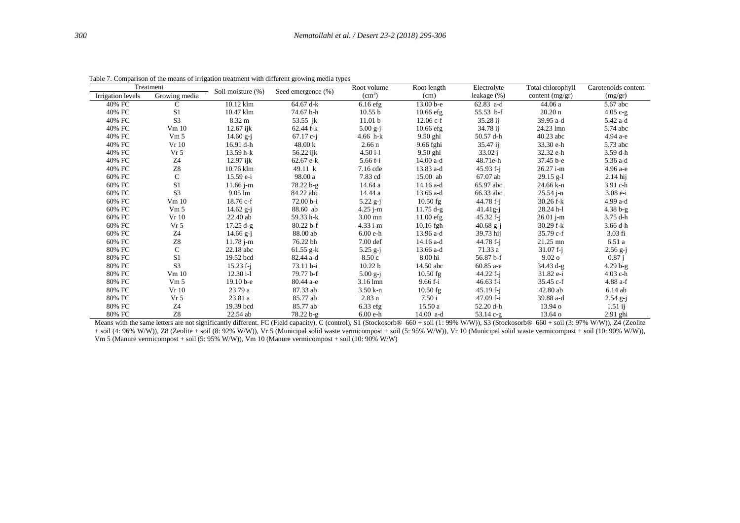Table 7. Comparison of the means of irrigation treatment with different growing media types

| Treatment | | Soil moisture (%) | Seed emergence (%) | Root volume ($cm^3$) | Root length (cm) | Electrolyte leakage (%) | Total chlorophyll content (mg/gr) | Carotenoids content (mg/gr) |
|---|---|---|---|---|---|---|---|---|
| Irrigation levels | Growing media | | | | | | | |
| 40% FC | C | 10.12 klm | 64.67 d-k | 6.16 efg | 13.00 b-e | 62.83 a-d | 44.06 a | 5.67 abc |
| 40% FC | S1 | 10.47 klm | 74.67 b-h | 10.55 b | 10.66 efg | 55.53 b-f | 20.20 n | 4.05 c-g |
| 40% FC | S3 | 8.32 m | 53.55 jk | 11.01 b | 12.06 c-f | 35.28 ij | 39.95 a-d | 5.42 a-d |
| 40% FC | Vm 10 | 12.67 ijk | 62.44 f-k | 5.00 g-j | 10.66 efg | 34.78 ij | 24.23 lmn | 5.74 abc |
| 40% FC | Vm 5 | 14.60 g-j | 67.17 c-j | 4.66 h-k | 9.50 ghi | 50.57 d-h | 40.23 abc | 4.94 a-e |
| 40% FC | Vr 10 | 16.91 d-h | 48.00 k | 2.66 n | 9.66 fghi | 35.47 ij | 33.30 e-h | 5.73 abc |
| 40% FC | Vr 5 | 13.59 h-k | 56.22 ijk | 4.50 i-l | 9.50 ghi | 33.02 j | 32.32 e-h | 3.59 d-h |
| 40% FC | Z4 | 12.97 ijk | 62.67 e-k | 5.66 f-i | 14.00 a-d | 48.71e-h | 37.45 b-e | 5.36 a-d |
| 40% FC | Z8 | 10.76 klm | 49.11 k | 7.16 cde | 13.83 a-d | 45.93 f-j | 26.27 i-m | 4.96 a-e |
| 60% FC | C | 15.59 e-i | 98.00 a | 7.83 cd | 15.00 ab | 67.07 ab | 29.15 g-l | 2.14 hij |
| 60% FC | S1 | 11.66 j-m | 78.22 b-g | 14.64 a | 14.16 a-d | 65.97 abc | 24.66 k-n | 3.91 c-h |
| 60% FC | S3 | 9.05 lm | 84.22 abc | 14.44 a | 13.66 a-d | 66.33 abc | 25.54 j-n | 3.08 e-i |
| 60% FC | Vm 10 | 18.76 c-f | 72.00 b-i | 5.22 g-j | 10.50 fg | 44.78 f-j | 30.26 f-k | 4.99 a-d |
| 60% FC | Vm 5 | 14.62 g-j | 88.60 ab | 4.25 j-m | 11.75 d-g | 41.41g-j | 28.24 h-l | 4.38 b-g |
| 60% FC | Vr 10 | 22.40 ab | 59.33 h-k | 3.00 mn | 11.00 efg | 45.32 f-j | 26.01 j-m | 3.75 d-h |
| 60% FC | Vr 5 | 17.25 d-g | 80.22 b-f | 4.33 i-m | 10.16 fgh | 40.68 g-j | 30.29 f-k | 3.66 d-h |
| 60% FC | Z4 | 14.66 g-j | 88.00 ab | 6.00 e-h | 13.96 a-d | 39.73 hij | 35.79 c-f | 3.03 fi |
| 60% FC | Z8 | 11.78 j-m | 76.22 bh | 7.00 def | 14.16 a-d | 44.78 f-j | 21.25 mn | 6.51 a |
| 80% FC | C | 22.18 abc | 61.55 g-k | 5.25 g-j | 13.66 a-d | 71.33 a | 31.07 f-j | 2.56 g-j |
| 80% FC | S1 | 19.52 bcd | 82.44 a-d | 8.50 c | 8.00 hi | 56.87 b-f | 9.02 o | 0.87 j |
| 80% FC | S3 | 15.23 f-j | 73.11 b-i | 10.22 b | 14.50 abc | 60.85 a-e | 34.43 d-g | 4.29 b-g |
| 80% FC | Vm 10 | 12.30 i-l | 79.77 b-f | 5.00 g-j | 10.50 fg | 44.22 f-j | 31.82 e-i | 4.03 c-h |
| 80% FC | Vm 5 | 19.10 b-e | 80.44 a-e | 3.16 lmn | 9.66 f-i | 46.63 f-i | 35.45 c-f | 4.88 a-f |
| 80% FC | Vr 10 | 23.79 a | 87.33 ab | 3.50 k-n | 10.50 fg | 45.19 f-j | 42.80 ab | 6.14 ab |
| 80% FC | Vr 5 | 23.81 a | 85.77 ab | 2.83 n | 7.50 i | 47.09 f-i | 39.88 a-d | 2.54 g-j |
| 80% FC | Z4 | 19.39 bcd | 85.77 ab | 6.33 efg | 15.50 a | 52.20 d-h | 13.94 o | 1.51 ij |
| 80% FC | Z8 | 22.54 ab | 78.22 b-g | 6.00 e-h | 14.00 a-d | 53.14 c-g | 13.64 o | 2.91 ghi |

Means with the same letters are not significantly different. FC (Field capacity), C (control), S1 (Stockosorb® 660 + soil (1: 99% W/W)), S3 (Stockosorb® 660 + soil (3: 97% W/W)), Z4 (Zeolite + soil (4: 96% W/W)), Z8 (Zeolite + soil (8: 92% W/W)), Vr 5 (Municipal solid waste vermicompost + soil (5: 95% W/W)), Vr 10 (Municipal solid waste vermicompost + soil (10: 90% W/W)), Vm 5 (Manure vermicompost + soil (5: 95% W/W)), Vm 10 (Manure vermicompost + soil (10: 90% W/W)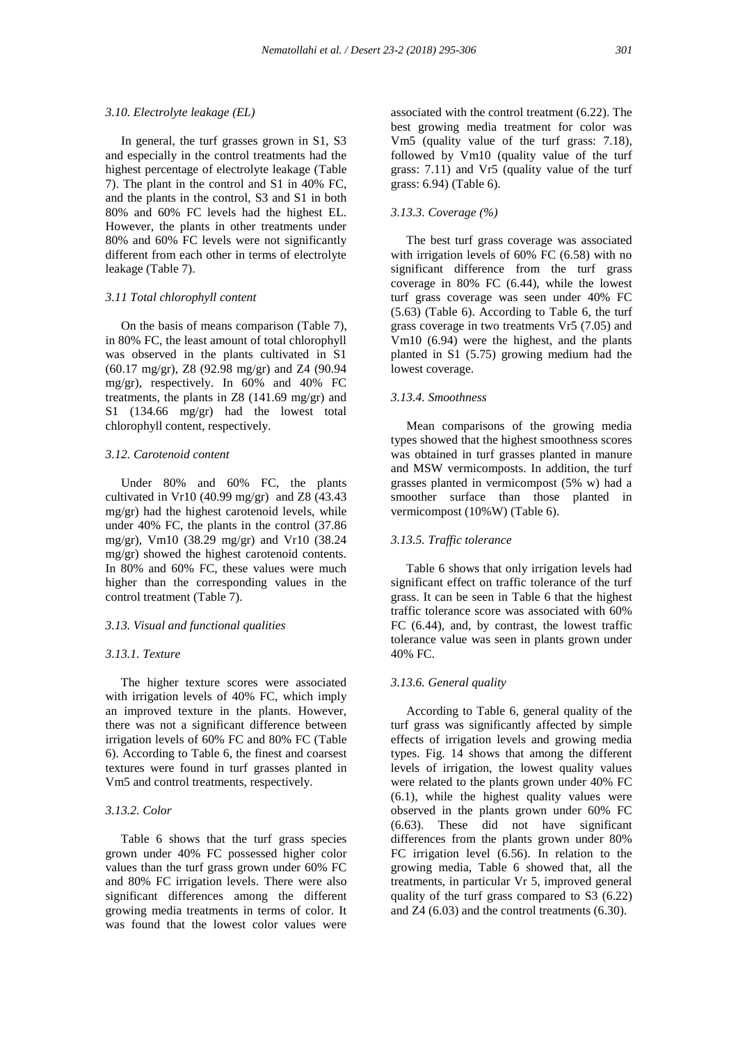### 3.10. Electrolyte leakage (EL)

In general, the turf grasses grown in S1, S3 and especially in the control treatments had the highest percentage of electrolyte leakage (Table 7). The plant in the control and S1 in 40% FC, and the plants in the control, S3 and S1 in both 80% and 60% FC levels had the highest EL. However, the plants in other treatments under 80% and 60% FC levels were not significantly different from each other in terms of electrolyte leakage (Table 7).

### 3.11 Total chlorophyll content

On the basis of means comparison (Table 7), in 80% FC, the least amount of total chlorophyll was observed in the plants cultivated in S1 (60.17 mg/gr), Z8 (92.98 mg/gr) and Z4 (90.94 mg/gr), respectively. In 60% and 40% FC treatments, the plants in Z8 (141.69 mg/gr) and S1 (134.66 mg/gr) had the lowest total chlorophyll content, respectively.

### 3.12. Carotenoid content

Under 80% and 60% FC, the plants cultivated in Vr10 (40.99 mg/gr) and Z8 (43.43 mg/gr) had the highest carotenoid levels, while under 40% FC, the plants in the control (37.86 mg/gr), Vm10 (38.29 mg/gr) and Vr10 (38.24 mg/gr) showed the highest carotenoid contents. In 80% and 60% FC, these values were much higher than the corresponding values in the control treatment (Table 7).

### 3.13. Visual and functional qualities

#### 3.13.1. Texture

The higher texture scores were associated with irrigation levels of 40% FC, which imply an improved texture in the plants. However, there was not a significant difference between irrigation levels of 60% FC and 80% FC (Table 6). According to Table 6, the finest and coarsest textures were found in turf grasses planted in Vm5 and control treatments, respectively.

#### 3.13.2. Color

Table 6 shows that the turf grass species grown under 40% FC possessed higher color values than the turf grass grown under 60% FC and 80% FC irrigation levels. There were also significant differences among the different growing media treatments in terms of color. It was found that the lowest color values were associated with the control treatment (6.22). The best growing media treatment for color was Vm5 (quality value of the turf grass: 7.18), followed by Vm10 (quality value of the turf grass: 7.11) and Vr5 (quality value of the turf grass: 6.94) (Table 6).

#### 3.13.3. Coverage (%)

The best turf grass coverage was associated with irrigation levels of 60% FC (6.58) with no significant difference from the turf grass coverage in 80% FC (6.44), while the lowest turf grass coverage was seen under 40% FC (5.63) (Table 6). According to Table 6, the turf grass coverage in two treatments Vr5 (7.05) and Vm10 (6.94) were the highest, and the plants planted in S1 (5.75) growing medium had the lowest coverage.

#### 3.13.4. Smoothness

Mean comparisons of the growing media types showed that the highest smoothness scores was obtained in turf grasses planted in manure and MSW vermicomposts. In addition, the turf grasses planted in vermicompost (5% w) had a smoother surface than those planted in vermicompost (10%W) (Table 6).

#### 3.13.5. Traffic tolerance

Table 6 shows that only irrigation levels had significant effect on traffic tolerance of the turf grass. It can be seen in Table 6 that the highest traffic tolerance score was associated with 60% FC (6.44), and, by contrast, the lowest traffic tolerance value was seen in plants grown under 40% FC.

#### 3.13.6. General quality

According to Table 6, general quality of the turf grass was significantly affected by simple effects of irrigation levels and growing media types. Fig. 14 shows that among the different levels of irrigation, the lowest quality values were related to the plants grown under 40% FC (6.1), while the highest quality values were observed in the plants grown under 60% FC (6.63). These did not have significant differences from the plants grown under 80% FC irrigation level (6.56). In relation to the growing media, Table 6 showed that, all the treatments, in particular Vr 5, improved general quality of the turf grass compared to S3 (6.22) and Z4 (6.03) and the control treatments (6.30).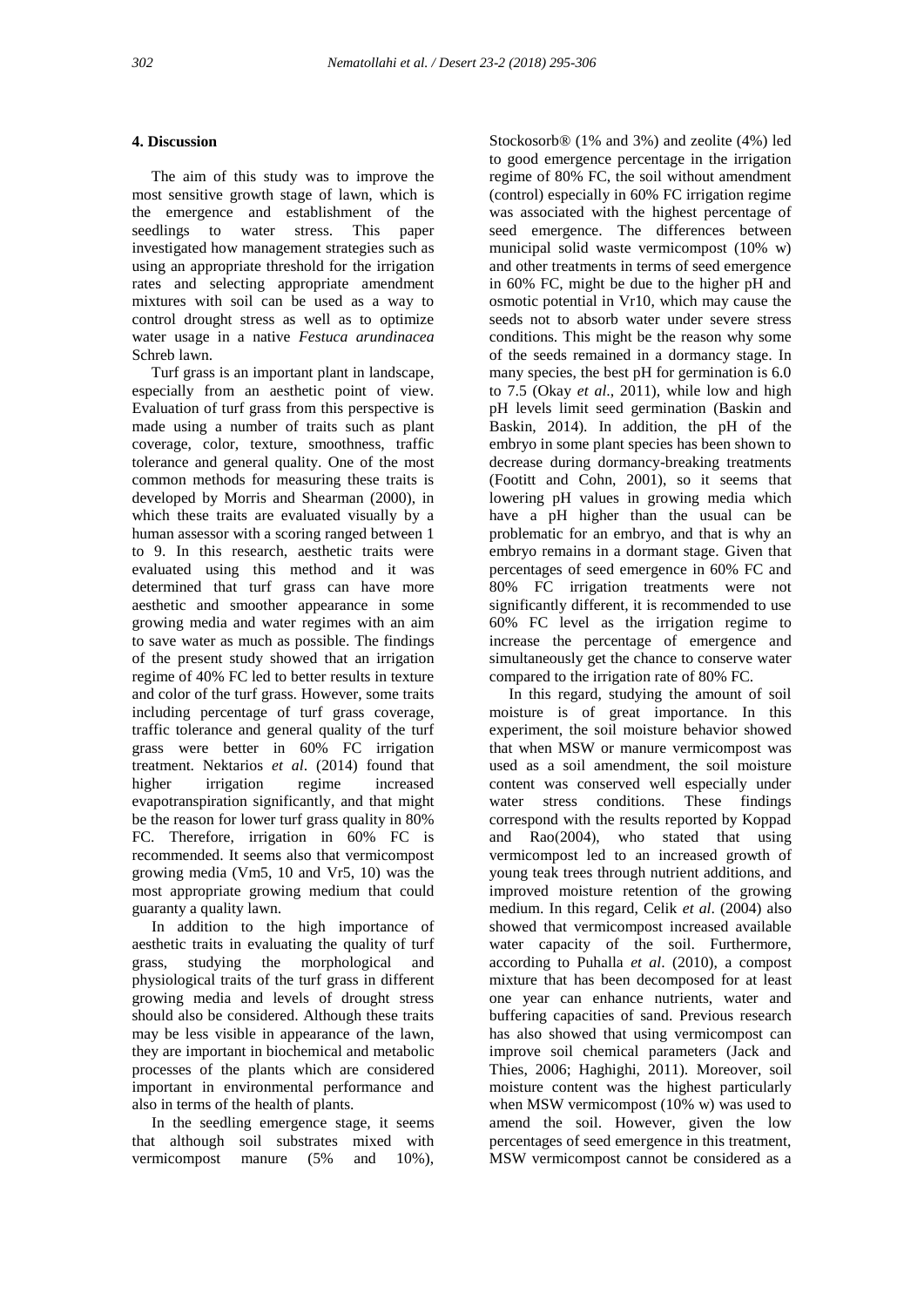## 4. Discussion

The aim of this study was to improve the most sensitive growth stage of lawn, which is the emergence and establishment of the seedlings to water stress. This paper investigated how management strategies such as using an appropriate threshold for the irrigation rates and selecting appropriate amendment mixtures with soil can be used as a way to control drought stress as well as to optimize water usage in a native *Festuca arundinacea* Schreb lawn.

Turf grass is an important plant in landscape, especially from an aesthetic point of view. Evaluation of turf grass from this perspective is made using a number of traits such as plant coverage, color, texture, smoothness, traffic tolerance and general quality. One of the most common methods for measuring these traits is developed by Morris and Shearman (2000), in which these traits are evaluated visually by a human assessor with a scoring ranged between 1 to 9. In this research, aesthetic traits were evaluated using this method and it was determined that turf grass can have more aesthetic and smoother appearance in some growing media and water regimes with an aim to save water as much as possible. The findings of the present study showed that an irrigation regime of 40% FC led to better results in texture and color of the turf grass. However, some traits including percentage of turf grass coverage, traffic tolerance and general quality of the turf grass were better in 60% FC irrigation treatment. Nektarios *et al*. (2014) found that higher irrigation regime increased evapotranspiration significantly, and that might be the reason for lower turf grass quality in 80% FC. Therefore, irrigation in 60% FC is recommended. It seems also that vermicompost growing media (Vm5, 10 and Vr5, 10) was the most appropriate growing medium that could guaranty a quality lawn.

In addition to the high importance of aesthetic traits in evaluating the quality of turf grass, studying the morphological and physiological traits of the turf grass in different growing media and levels of drought stress should also be considered. Although these traits may be less visible in appearance of the lawn, they are important in biochemical and metabolic processes of the plants which are considered important in environmental performance and also in terms of the health of plants.

In the seedling emergence stage, it seems that although soil substrates mixed with vermicompost manure (5% and 10%), Stockosorb® (1% and 3%) and zeolite (4%) led to good emergence percentage in the irrigation regime of 80% FC, the soil without amendment (control) especially in 60% FC irrigation regime was associated with the highest percentage of seed emergence. The differences between municipal solid waste vermicompost (10% w) and other treatments in terms of seed emergence in 60% FC, might be due to the higher pH and osmotic potential in Vr10, which may cause the seeds not to absorb water under severe stress conditions. This might be the reason why some of the seeds remained in a dormancy stage. In many species, the best pH for germination is 6.0 to 7.5 (Okay *et al*., 2011), while low and high pH levels limit seed germination (Baskin and Baskin, 2014). In addition, the pH of the embryo in some plant species has been shown to decrease during dormancy-breaking treatments (Footitt and Cohn, 2001), so it seems that lowering pH values in growing media which have a pH higher than the usual can be problematic for an embryo, and that is why an embryo remains in a dormant stage. Given that percentages of seed emergence in 60% FC and 80% FC irrigation treatments were not significantly different, it is recommended to use 60% FC level as the irrigation regime to increase the percentage of emergence and simultaneously get the chance to conserve water compared to the irrigation rate of 80% FC.

In this regard, studying the amount of soil moisture is of great importance. In this experiment, the soil moisture behavior showed that when MSW or manure vermicompost was used as a soil amendment, the soil moisture content was conserved well especially under water stress conditions. These findings correspond with the results reported by Koppad and Rao(2004), who stated that using vermicompost led to an increased growth of young teak trees through nutrient additions, and improved moisture retention of the growing medium. In this regard, Celik *et al*. (2004) also showed that vermicompost increased available water capacity of the soil. Furthermore, according to Puhalla *et al*. (2010), a compost mixture that has been decomposed for at least one year can enhance nutrients, water and buffering capacities of sand. Previous research has also showed that using vermicompost can improve soil chemical parameters (Jack and Thies, 2006; Haghighi, 2011). Moreover, soil moisture content was the highest particularly when MSW vermicompost (10% w) was used to amend the soil. However, given the low percentages of seed emergence in this treatment, MSW vermicompost cannot be considered as a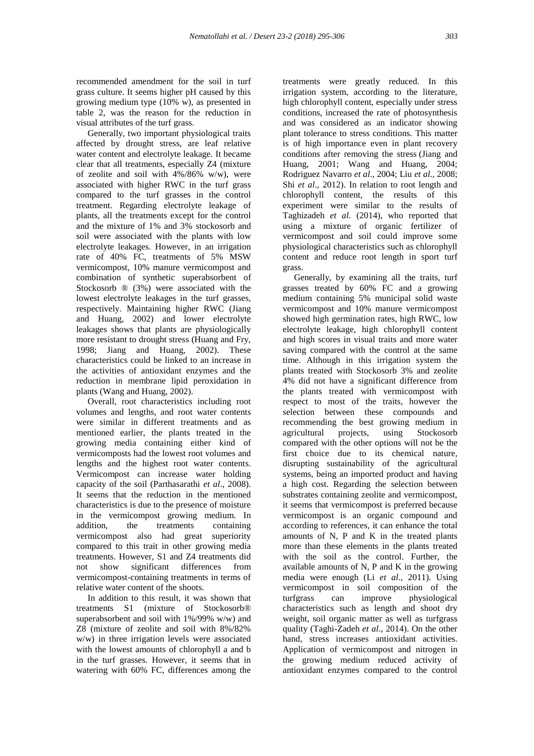recommended amendment for the soil in turf grass culture. It seems higher pH caused by this growing medium type (10% w), as presented in table 2, was the reason for the reduction in visual attributes of the turf grass.

Generally, two important physiological traits affected by drought stress, are leaf relative water content and electrolyte leakage. It became clear that all treatments, especially Z4 (mixture of zeolite and soil with 4%/86% w/w), were associated with higher RWC in the turf grass compared to the turf grasses in the control treatment. Regarding electrolyte leakage of plants, all the treatments except for the control and the mixture of 1% and 3% stockosorb and soil were associated with the plants with low electrolyte leakages. However, in an irrigation rate of 40% FC, treatments of 5% MSW vermicompost, 10% manure vermicompost and combination of synthetic superabsorbent of Stockosorb ® (3%) were associated with the lowest electrolyte leakages in the turf grasses, respectively. Maintaining higher RWC (Jiang and Huang, 2002) and lower electrolyte leakages shows that plants are physiologically more resistant to drought stress (Huang and Fry, 1998; Jiang and Huang, 2002). These characteristics could be linked to an increase in the activities of antioxidant enzymes and the reduction in membrane lipid peroxidation in plants (Wang and Huang, 2002).

Overall, root characteristics including root volumes and lengths, and root water contents were similar in different treatments and as mentioned earlier, the plants treated in the growing media containing either kind of vermicomposts had the lowest root volumes and lengths and the highest root water contents. Vermicompost can increase water holding capacity of the soil (Parthasarathi *et al*., 2008). It seems that the reduction in the mentioned characteristics is due to the presence of moisture in the vermicompost growing medium. In addition, the treatments containing vermicompost also had great superiority compared to this trait in other growing media treatments. However, S1 and Z4 treatments did not show significant differences from vermicompost-containing treatments in terms of relative water content of the shoots.

In addition to this result, it was shown that treatments S1 (mixture of Stockosorb® superabsorbent and soil with 1%/99% w/w) and Z8 (mixture of zeolite and soil with 8%/82% w/w) in three irrigation levels were associated with the lowest amounts of chlorophyll a and b in the turf grasses. However, it seems that in watering with 60% FC, differences among the treatments were greatly reduced. In this irrigation system, according to the literature, high chlorophyll content, especially under stress conditions, increased the rate of photosynthesis and was considered as an indicator showing plant tolerance to stress conditions. This matter is of high importance even in plant recovery conditions after removing the stress (Jiang and Huang, 2001; Wang and Huang, 2004; Rodriguez Navarro *et al*., 2004; Liu *et al*., 2008; Shi *et al*., 2012). In relation to root length and chlorophyll content, the results of this experiment were similar to the results of Taghizadeh *et al*. (2014), who reported that using a mixture of organic fertilizer of vermicompost and soil could improve some physiological characteristics such as chlorophyll content and reduce root length in sport turf grass.

Generally, by examining all the traits, turf grasses treated by 60% FC and a growing medium containing 5% municipal solid waste vermicompost and 10% manure vermicompost showed high germination rates, high RWC, low electrolyte leakage, high chlorophyll content and high scores in visual traits and more water saving compared with the control at the same time. Although in this irrigation system the plants treated with Stockosorb 3% and zeolite 4% did not have a significant difference from the plants treated with vermicompost with respect to most of the traits, however the selection between these compounds and recommending the best growing medium in agricultural projects, using Stockosorb compared with the other options will not be the first choice due to its chemical nature, disrupting sustainability of the agricultural systems, being an imported product and having a high cost. Regarding the selection between substrates containing zeolite and vermicompost, it seems that vermicompost is preferred because vermicompost is an organic compound and according to references, it can enhance the total amounts of N, P and K in the treated plants more than these elements in the plants treated with the soil as the control. Further, the available amounts of N, P and K in the growing media were enough (Li *et al*., 2011). Using vermicompost in soil composition of the turfgrass can improve physiological characteristics such as length and shoot dry weight, soil organic matter as well as turfgrass quality (Taghi-Zadeh *et al*., 2014). On the other hand, stress increases antioxidant activities. Application of vermicompost and nitrogen in the growing medium reduced activity of antioxidant enzymes compared to the control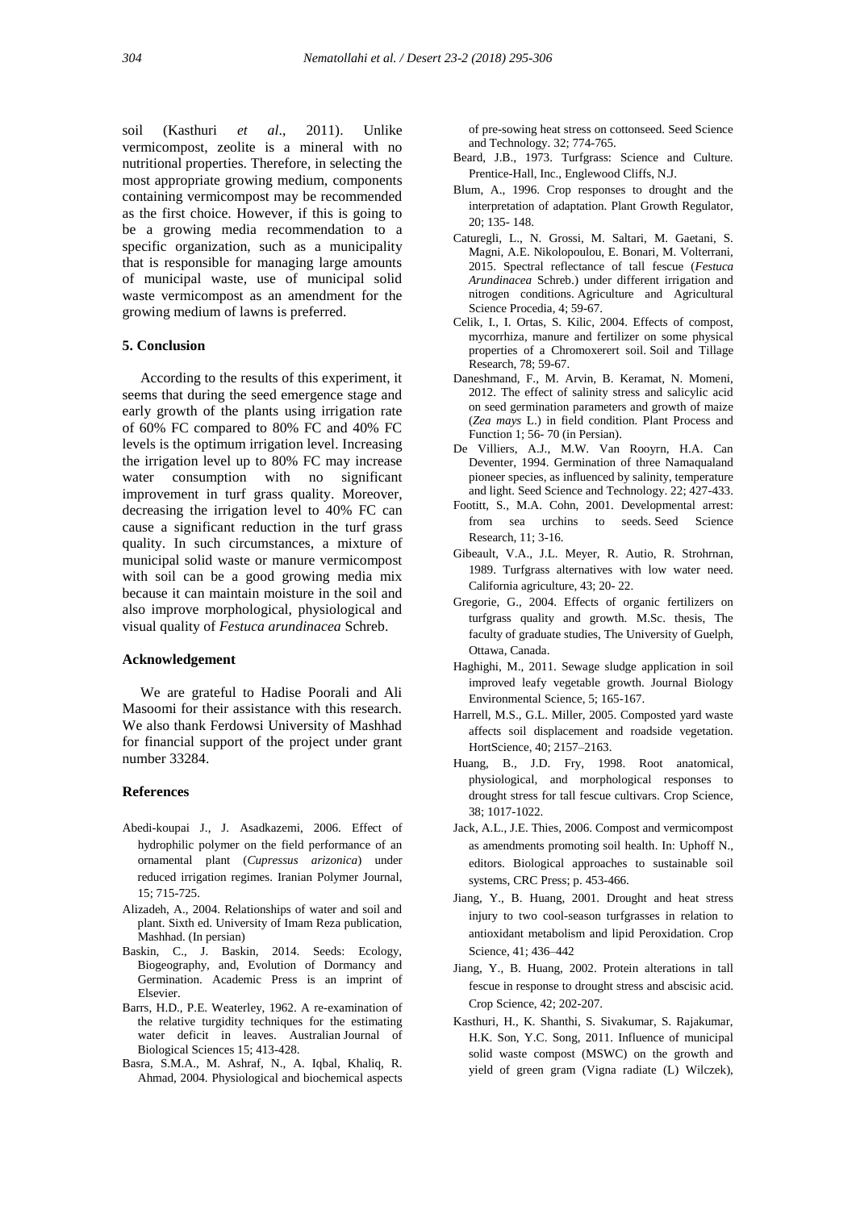soil (Kasthuri *et al*., 2011). Unlike vermicompost, zeolite is a mineral with no nutritional properties. Therefore, in selecting the most appropriate growing medium, components containing vermicompost may be recommended as the first choice. However, if this is going to be a growing media recommendation to a specific organization, such as a municipality that is responsible for managing large amounts of municipal waste, use of municipal solid waste vermicompost as an amendment for the growing medium of lawns is preferred.

## 5. Conclusion

According to the results of this experiment, it seems that during the seed emergence stage and early growth of the plants using irrigation rate of 60% FC compared to 80% FC and 40% FC levels is the optimum irrigation level. Increasing the irrigation level up to 80% FC may increase water consumption with no significant improvement in turf grass quality. Moreover, decreasing the irrigation level to 40% FC can cause a significant reduction in the turf grass quality. In such circumstances, a mixture of municipal solid waste or manure vermicompost with soil can be a good growing media mix because it can maintain moisture in the soil and also improve morphological, physiological and visual quality of *Festuca arundinacea* Schreb.

## Acknowledgement

We are grateful to Hadise Poorali and Ali Masoomi for their assistance with this research. We also thank Ferdowsi University of Mashhad for financial support of the project under grant number 33284.

## References

Abedi-koupai J., J. Asadkazemi, 2006. Effect of hydrophilic polymer on the field performance of an ornamental plant (*Cupressus arizonica*) under reduced irrigation regimes. Iranian Polymer Journal, 15; 715-725.

Alizadeh, A., 2004. Relationships of water and soil and plant. Sixth ed. University of Imam Reza publication, Mashhad. (In persian)

Baskin, C., J. Baskin, 2014. Seeds: Ecology, Biogeography, and, Evolution of Dormancy and Germination. Academic Press is an imprint of Elsevier.

Barrs, H.D., P.E. Weaterley, 1962. A re-examination of the relative turgidity techniques for the estimating water deficit in leaves. Australian Journal of Biological Sciences 15; 413-428.

Basra, S.M.A., M. Ashraf, N., A. Iqbal, Khaliq, R. Ahmad, 2004. Physiological and biochemical aspects of pre-sowing heat stress on cottonseed. Seed Science and Technology. 32; 774-765.

Beard, J.B., 1973. Turfgrass: Science and Culture. Prentice-Hall, Inc., Englewood Cliffs, N.J.

Blum, A., 1996. Crop responses to drought and the interpretation of adaptation. Plant Growth Regulator, 20; 135- 148.

Caturegli, L., N. Grossi, M. Saltari, M. Gaetani, S. Magni, A.E. Nikolopoulou, E. Bonari, M. Volterrani, 2015. Spectral reflectance of tall fescue (*Festuca Arundinacea* Schreb.) under different irrigation and nitrogen conditions. Agriculture and Agricultural Science Procedia, 4; 59-67.

Celik, I., I. Ortas, S. Kilic, 2004. Effects of compost, mycorrhiza, manure and fertilizer on some physical properties of a Chromoxerert soil. Soil and Tillage Research, 78; 59-67.

Daneshmand, F., M. Arvin, B. Keramat, N. Momeni, 2012. The effect of salinity stress and salicylic acid on seed germination parameters and growth of maize (*Zea mays* L.) in field condition. Plant Process and Function 1; 56- 70 (in Persian).

De Villiers, A.J., M.W. Van Rooyrn, H.A. Can Deventer, 1994. Germination of three Namaqualand pioneer species, as influenced by salinity, temperature and light. Seed Science and Technology. 22; 427-433.

Footitt, S., M.A. Cohn, 2001. Developmental arrest: from sea urchins to seeds. Seed Science Research, 11; 3-16.

Gibeault, V.A., J.L. Meyer, R. Autio, R. Strohrnan, 1989. Turfgrass alternatives with low water need. California agriculture, 43; 20- 22.

Gregorie, G., 2004. Effects of organic fertilizers on turfgrass quality and growth. M.Sc. thesis, The faculty of graduate studies, The University of Guelph, Ottawa, Canada.

Haghighi, M., 2011. Sewage sludge application in soil improved leafy vegetable growth. Journal Biology Environmental Science, 5; 165-167.

Harrell, M.S., G.L. Miller, 2005. Composted yard waste affects soil displacement and roadside vegetation. HortScience, 40; 2157–2163.

Huang, B., J.D. Fry, 1998. Root anatomical, physiological, and morphological responses to drought stress for tall fescue cultivars. Crop Science, 38; 1017-1022.

Jack, A.L., J.E. Thies, 2006. Compost and vermicompost as amendments promoting soil health. In: Uphoff N., editors. Biological approaches to sustainable soil systems, CRC Press; p. 453-466.

Jiang, Y., B. Huang, 2001. Drought and heat stress injury to two cool-season turfgrasses in relation to antioxidant metabolism and lipid Peroxidation. Crop Science, 41; 436–442

Jiang, Y., B. Huang, 2002. Protein alterations in tall fescue in response to drought stress and abscisic acid. Crop Science, 42; 202-207.

Kasthuri, H., K. Shanthi, S. Sivakumar, S. Rajakumar, H.K. Son, Y.C. Song, 2011. Influence of municipal solid waste compost (MSWC) on the growth and yield of green gram (Vigna radiate (L) Wilczek),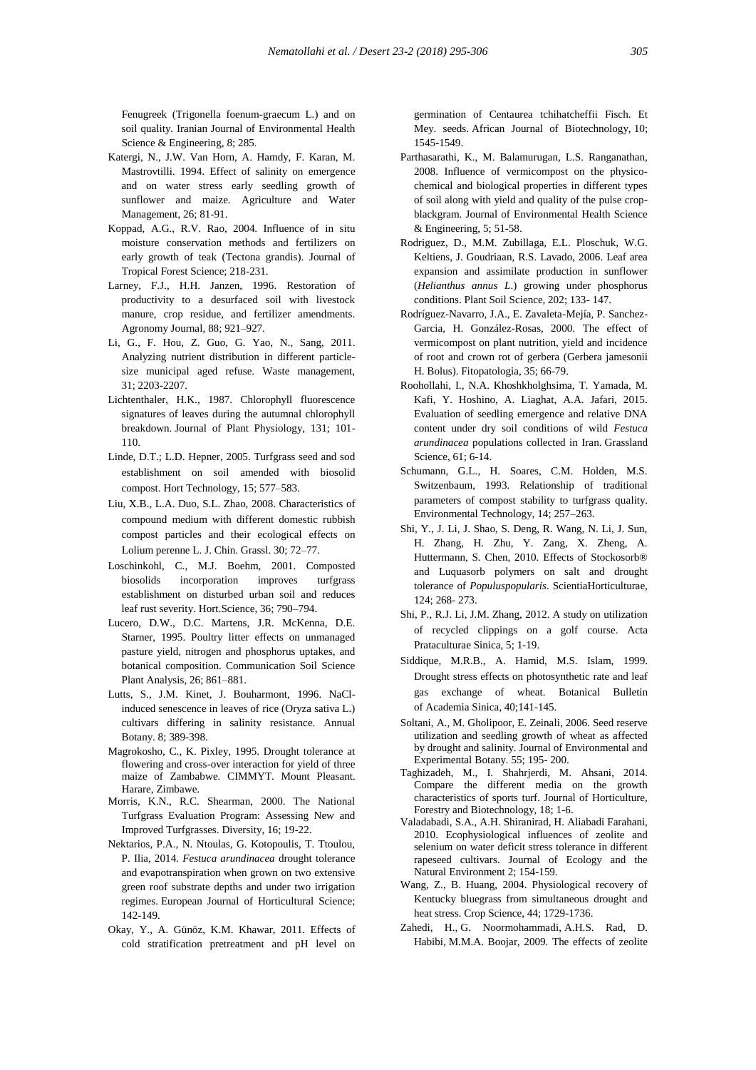Fenugreek (Trigonella foenum-graecum L.) and on soil quality. Iranian Journal of Environmental Health Science & Engineering, 8; 285.

Katergi, N., J.W. Van Horn, A. Hamdy, F. Karan, M. Mastrovtilli. 1994. Effect of salinity on emergence and on water stress early seedling growth of sunflower and maize. Agriculture and Water Management, 26; 81-91.

Koppad, A.G., R.V. Rao, 2004. Influence of in situ moisture conservation methods and fertilizers on early growth of teak (Tectona grandis). Journal of Tropical Forest Science; 218-231.

Larney, F.J., H.H. Janzen, 1996. Restoration of productivity to a desurfaced soil with livestock manure, crop residue, and fertilizer amendments. Agronomy Journal, 88; 921–927.

Li, G., F. Hou, Z. Guo, G. Yao, N., Sang, 2011. Analyzing nutrient distribution in different particle-size municipal aged refuse. Waste management, 31; 2203-2207.

Lichtenthaler, H.K., 1987. Chlorophyll fluorescence signatures of leaves during the autumnal chlorophyll breakdown. Journal of Plant Physiology, 131; 101-110.

Linde, D.T.; L.D. Hepner, 2005. Turfgrass seed and sod establishment on soil amended with biosolid compost. Hort Technology, 15; 577–583.

Liu, X.B., L.A. Duo, S.L. Zhao, 2008. Characteristics of compound medium with different domestic rubbish compost particles and their ecological effects on Lolium perenne L. J. Chin. Grassl. 30; 72–77.

Loschinkohl, C., M.J. Boehm, 2001. Composted biosolids incorporation improves turfgrass establishment on disturbed urban soil and reduces leaf rust severity. Hort.Science, 36; 790–794.

Lucero, D.W., D.C. Martens, J.R. McKenna, D.E. Starner, 1995. Poultry litter effects on unmanaged pasture yield, nitrogen and phosphorus uptakes, and botanical composition. Communication Soil Science Plant Analysis, 26; 861–881.

Lutts, S., J.M. Kinet, J. Bouharmont, 1996. NaCl-induced senescence in leaves of rice (Oryza sativa L.) cultivars differing in salinity resistance. Annual Botany. 8; 389-398.

Magrokosho, C., K. Pixley, 1995. Drought tolerance at flowering and cross-over interaction for yield of three maize of Zambabwe. CIMMYT. Mount Pleasant. Harare, Zimbawe.

Morris, K.N., R.C. Shearman, 2000. The National Turfgrass Evaluation Program: Assessing New and Improved Turfgrasses. Diversity, 16; 19-22.

Nektarios, P.A., N. Ntoulas, G. Kotopoulis, T. Ttoulou, P. Ilia, 2014. *Festuca arundinacea* drought tolerance and evapotranspiration when grown on two extensive green roof substrate depths and under two irrigation regimes. European Journal of Horticultural Science; 142-149.

Okay, Y., A. Günöz, K.M. Khawar, 2011. Effects of cold stratification pretreatment and pH level on germination of Centaurea tchihatcheffii Fisch. Et Mey. seeds. African Journal of Biotechnology, 10; 1545-1549.

Parthasarathi, K., M. Balamurugan, L.S. Ranganathan, 2008. Influence of vermicompost on the physico-chemical and biological properties in different types of soil along with yield and quality of the pulse crop-blackgram. Journal of Environmental Health Science & Engineering, 5; 51-58.

Rodriguez, D., M.M. Zubillaga, E.L. Ploschuk, W.G. Keltiens, J. Goudriaan, R.S. Lavado, 2006. Leaf area expansion and assimilate production in sunflower (*Helianthus annus L.*) growing under phosphorus conditions. Plant Soil Science, 202; 133- 147.

Rodríguez-Navarro, J.A., E. Zavaleta-Mejía, P. Sanchez-Garcia, H. González-Rosas, 2000. The effect of vermicompost on plant nutrition, yield and incidence of root and crown rot of gerbera (Gerbera jamesonii H. Bolus). Fitopatologia, 35; 66-79.

Roohollahi, I., N.A. Khoshkholghsima, T. Yamada, M. Kafi, Y. Hoshino, A. Liaghat, A.A. Jafari, 2015. Evaluation of seedling emergence and relative DNA content under dry soil conditions of wild *Festuca arundinacea* populations collected in Iran. Grassland Science, 61; 6-14.

Schumann, G.L., H. Soares, C.M. Holden, M.S. Switzenbaum, 1993. Relationship of traditional parameters of compost stability to turfgrass quality. Environmental Technology, 14; 257–263.

Shi, Y., J. Li, J. Shao, S. Deng, R. Wang, N. Li, J. Sun, H. Zhang, H. Zhu, Y. Zang, X. Zheng, A. Huttermann, S. Chen, 2010. Effects of Stockosorb® and Luquasorb polymers on salt and drought tolerance of *Populuspopularis*. ScientiaHorticulturae, 124; 268- 273.

Shi, P., R.J. Li, J.M. Zhang, 2012. A study on utilization of recycled clippings on a golf course. Acta Prataculturae Sinica, 5; 1-19.

Siddique, M.R.B., A. Hamid, M.S. Islam, 1999. Drought stress effects on photosynthetic rate and leaf gas exchange of wheat. Botanical Bulletin of Academia Sinica, 40;141-145.

Soltani, A., M. Gholipoor, E. Zeinali, 2006. Seed reserve utilization and seedling growth of wheat as affected by drought and salinity. Journal of Environmental and Experimental Botany. 55; 195- 200.

Taghizadeh, M., I. Shahrjerdi, M. Ahsani, 2014. Compare the different media on the growth characteristics of sports turf. Journal of Horticulture, Forestry and Biotechnology, 18; 1-6.

Valadabadi, S.A., A.H. Shiranirad, H. Aliabadi Farahani, 2010. Ecophysiological influences of zeolite and selenium on water deficit stress tolerance in different rapeseed cultivars. Journal of Ecology and the Natural Environment 2; 154-159.

Wang, Z., B. Huang, 2004. Physiological recovery of Kentucky bluegrass from simultaneous drought and heat stress. Crop Science, 44; 1729-1736.

Zahedi, H., G. Noormohammadi, A.H.S. Rad, D. Habibi, M.M.A. Boojar, 2009. The effects of zeolite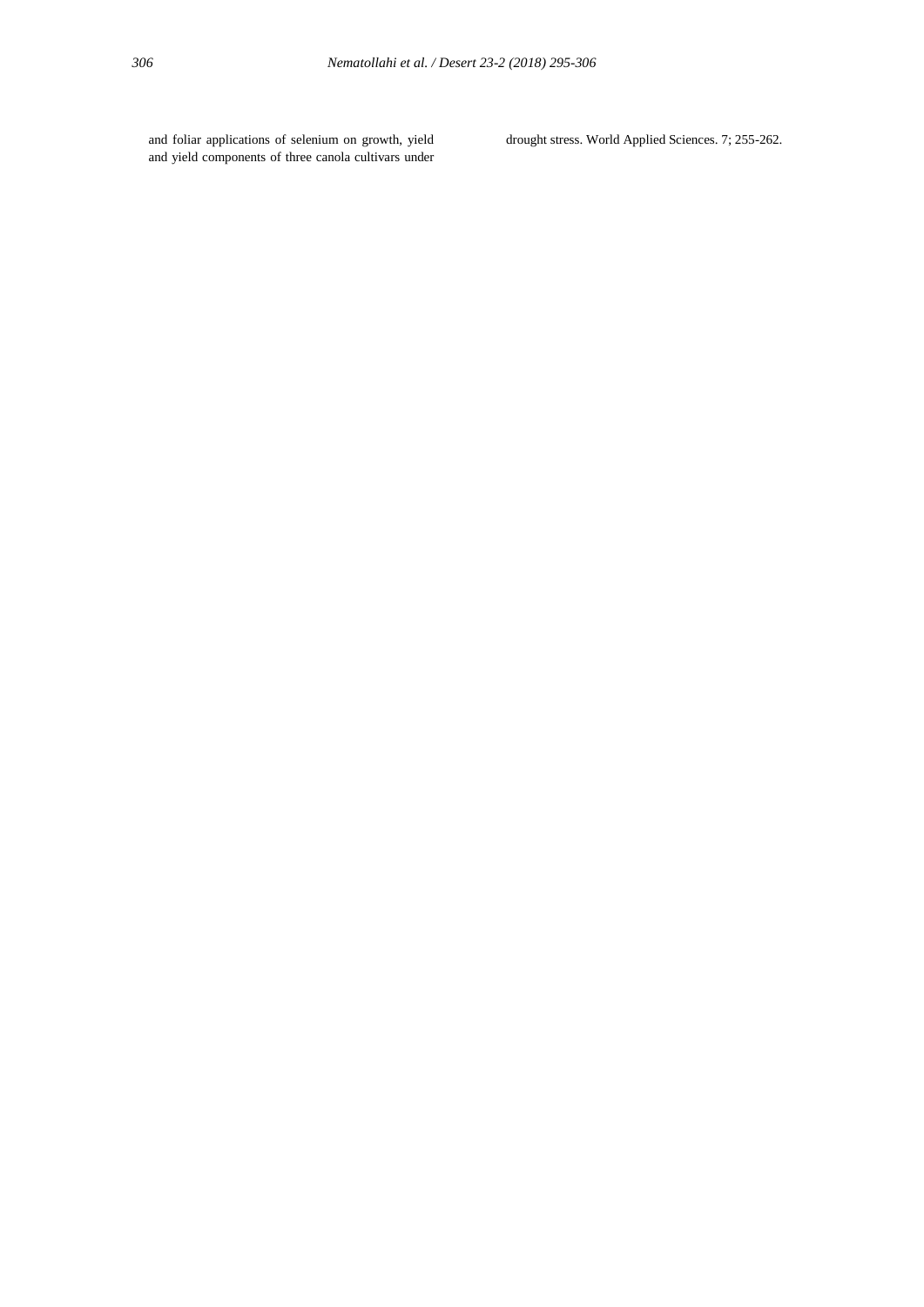and foliar applications of selenium on growth, yield and yield components of three canola cultivars under drought stress. World Applied Sciences. 7; 255-262.